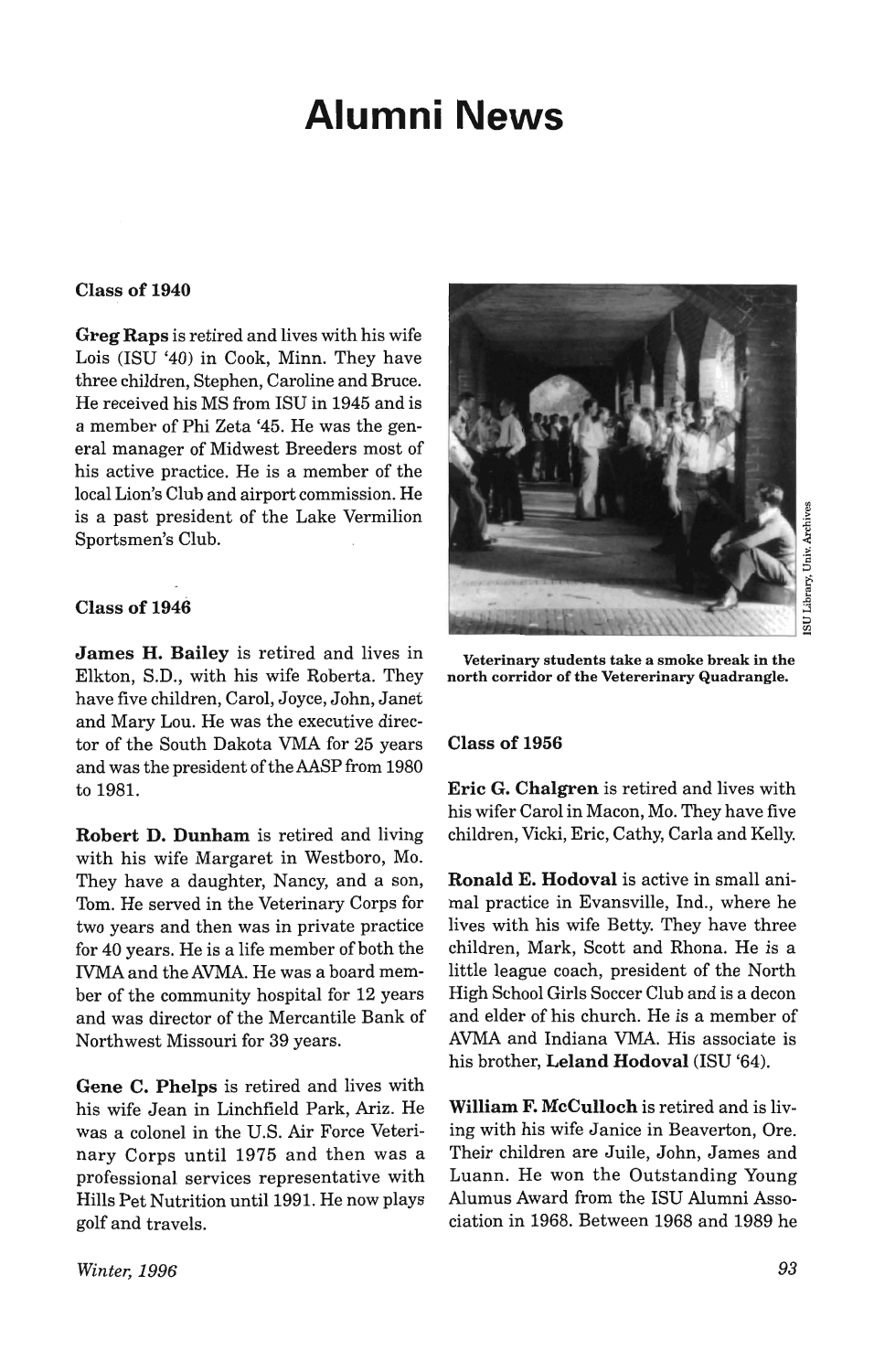# Alumni News

### Class of 1940

**Greg Raps** is retired and lives with his wife Lois (ISU '40) in Cook, Minn. They have three children, Stephen, Caroline and Bruce. He received his MS from ISU in 1945 and is a member of Phi Zeta '45. He was the general manager of Midwest Breeders most of his active practice. He is a member of the local Lion's Club and airport commission. He is a past president of the Lake Vermilion Sportsmen's Club.

### Class of 1946

**James H. Bailey** is retired and lives in Elkton, S.D., with his wife Roberta. They have five children, Carol, Joyce, John, Janet and Mary Lou. He was the executive director of the South Dakota VMA for 25 years and was the president of the AASP from 1980 to 1981.

**Robert D. Dunham** is retired and living with his wife Margaret in Westboro, Mo. They have a daughter, Nancy, and a son, Tom. He served in the Veterinary Corps for two years and then was in private practice for 40 years. He is a life member of both the IVMA and the AVMA. He was a board member of the community hospital for 12 years and was director of the Mercantile Bank of Northwest Missouri for 39 years.

**Gene C. Phelps** is retired and lives with his wife Jean in Linchfield Park, Ariz. He was a colonel in the U.S. Air Force Veterinary Corps until 1975 and then was a professional services representative with Hills Pet Nutrition until 1991. He now plays golf and travels.

**Veterinary students take a smoke break in the north corridor of the Vetererinary Quadrangle.**

ISU Library, Univ. Archives

### Class of 1956

**Eric G. Chalgren** is retired and lives with his wifer Carol in Macon, Mo. They have five children, Vicki, Eric, Cathy, Carla and Kelly.

**Ronald E. Hodoval** is active in small animal practice in Evansville, Ind., where he lives with his wife Betty. They have three children, Mark, Scott and Rhona. He is a little league coach, president of the North High School Girls Soccer Club and is a decon and elder of his church. He is a member of AVMA and Indiana VMA. His associate is his brother, **Leland Hodoval** (ISU '64).

**William F. McCulloch** is retired and is living with his wife Janice in Beaverton, Ore. Their children are Juile, John, James and Luann. He won the Outstanding Young Alumus Award from the ISU Alumni Association in 1968. Between 1968 and 1989 he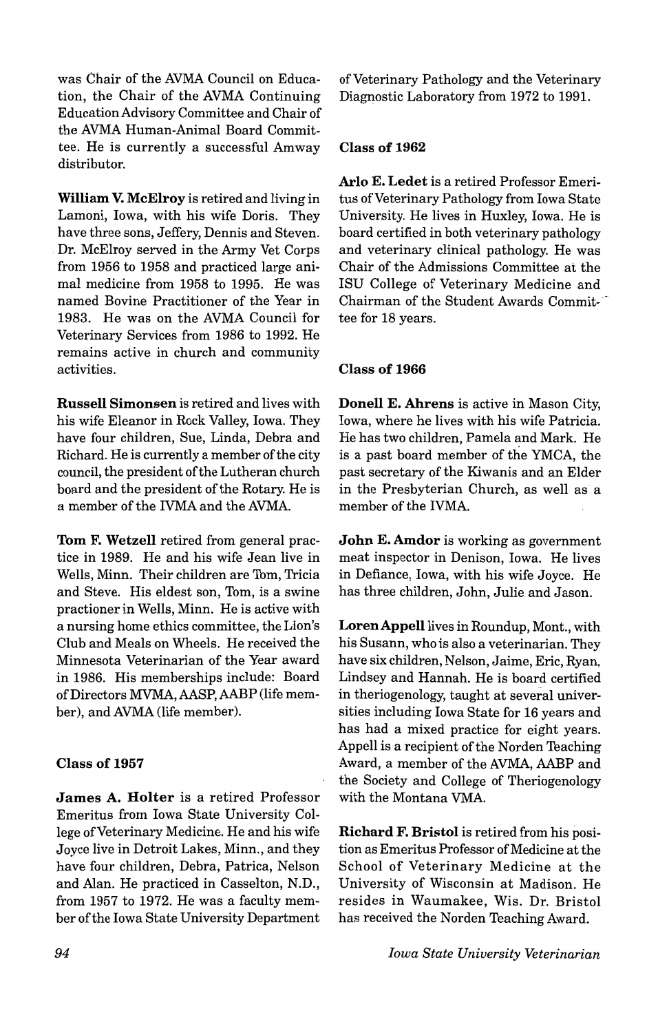was Chair of the AVMA Council on Education, the Chair of the AVMA Continuing Education Advisory Committee and Chair of the AVMA Human-Animal Board Committee. He is currently a successful Amway distributor.

**William V. McElroy** is retired and living in Lamoni, Iowa, with his wife Doris. They have three sons, Jeffery, Dennis and Steven. Dr. McElroy served in the Army Vet Corps from 1956 to 1958 and practiced large animal medicine from 1958 to 1995. He was named Bovine Practitioner of the Year in 1983. He was on the AVMA Council for Veterinary Services from 1986 to 1992. He remains active in church and community activities.

**Russell Simonsen** is retired and lives with his wife Eleanor in Rock Valley, Iowa. They have four children, Sue, Linda, Debra and Richard. He is currently a member of the city council, the president of the Lutheran church board and the president of the Rotary. He is a member of the IVMA and the AVMA.

**Tom F. Wetzell** retired from general practice in 1989. He and his wife Jean live in Wells, Minn. Their children are Tom, Tricia and Steve. His eldest son, Tom, is a swine practioner in Wells, Minn. He is active with a nursing home ethics committee, the Lion's Club and Meals on Wheels. He received the Minnesota Veterinarian of the Year award in 1986. His memberships include: Board of Directors MVMA, AASP, AABP (life member), and AVMA (life member).

### Class of 1957

**James A. Holter** is a retired Professor Emeritus from Iowa State University College of Veterinary Medicine. He and his wife Joyce live in Detroit Lakes, Minn., and they have four children, Debra, Patrica, Nelson and Alan. He practiced in Casselton, N.D., from 1957 to 1972. He was a faculty member of the Iowa State University Department of Veterinary Pathology and the Veterinary Diagnostic Laboratory from 1972 to 1991.

### Class of 1962

**Arlo E. Ledet** is a retired Professor Emeritus of Veterinary Pathology from Iowa State University. He lives in Huxley, Iowa. He is board certified in both veterinary pathology and veterinary clinical pathology. He was Chair of the Admissions Committee at the ISU College of Veterinary Medicine and Chairman of the Student Awards Committee for 18 years.

### Class of 1966

**Donell E. Ahrens** is active in Mason City, Iowa, where he lives with his wife Patricia. He has two children, Pamela and Mark. He is a past board member of the YMCA, the past secretary of the Kiwanis and an Elder in the Presbyterian Church, as well as a member of the IVMA.

**John E. Amdor** is working as government meat inspector in Denison, Iowa. He lives in Defiance, Iowa, with his wife Joyce. He has three children, John, Julie and Jason.

**Loren Appell** lives in Roundup, Mont., with his Susann, who is also a veterinarian. They have six children, Nelson, Jaime, Eric, Ryan, Lindsey and Hannah. He is board certified in theriogenology, taught at several universities including Iowa State for 16 years and has had a mixed practice for eight years. Appell is a recipient of the Norden Teaching Award, a member of the AVMA, AABP and the Society and College of Theriogenology with the Montana VMA.

**Richard F. Bristol** is retired from his position as Emeritus Professor of Medicine at the School of Veterinary Medicine at the University of Wisconsin at Madison. He resides in Waumakee, Wis. Dr. Bristol has received the Norden Teaching Award.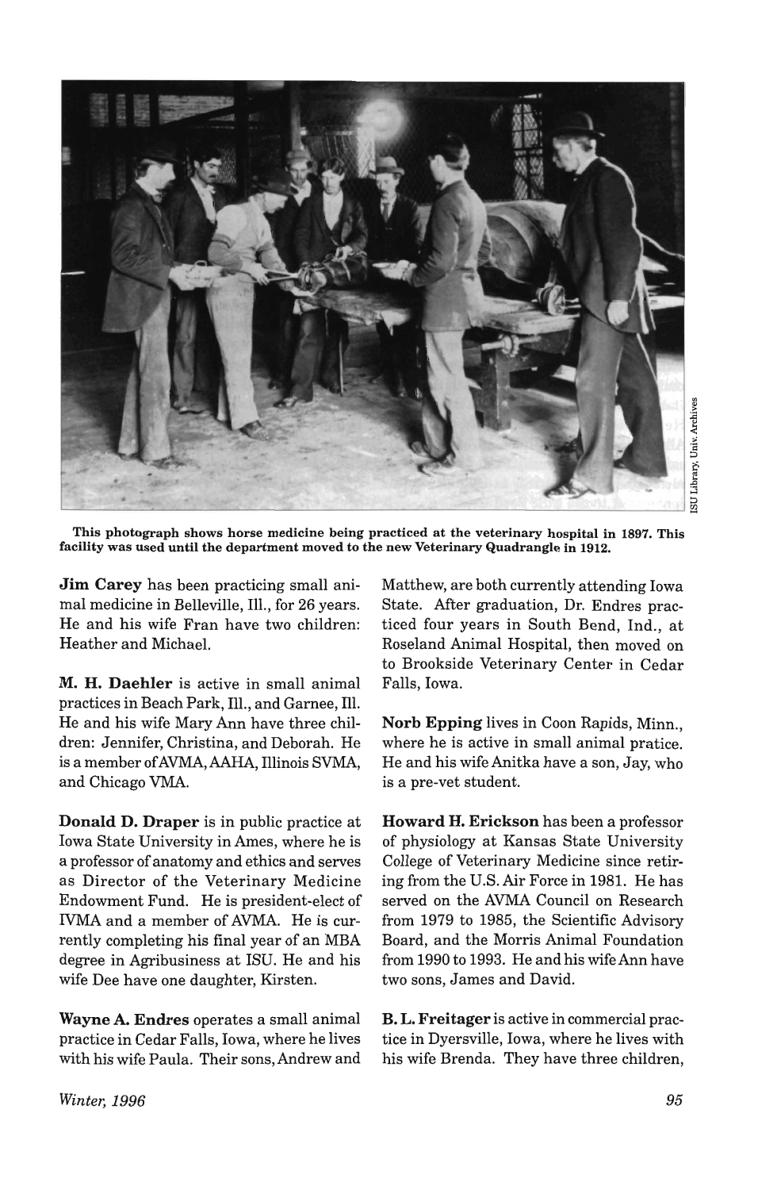**This photograph shows horse medicine being practiced at the veterinary hospital in 1897. This facility was used until the department moved to the new Veterinary Quadrangle in 1912.**

ISU Library, Univ. Archives

**Jim Carey** has been practicing small animal medicine in Belleville, Ill., for 26 years. He and his wife Fran have two children: Heather and Michael.

**M. H. Daehler** is active in small animal practices in Beach Park, Ill., and Garnee, Ill. He and his wife Mary Ann have three children: Jennifer, Christina, and Deborah. He is a member of AVMA, AAHA, Illinois SVMA, and Chicago VMA.

**Donald D. Draper** is in public practice at Iowa State University in Ames, where he is a professor of anatomy and ethics and serves as Director of the Veterinary Medicine Endowment Fund. He is president-elect of IVMA and a member of AVMA. He is currently completing his final year of an MBA degree in Agribusiness at ISU. He and his wife Dee have one daughter, Kirsten.

**Wayne A. Endres** operates a small animal practice in Cedar Falls, Iowa, where he lives with his wife Paula. Their sons, Andrew and Matthew, are both currently attending Iowa State. After graduation, Dr. Endres practiced four years in South Bend, Ind., at Roseland Animal Hospital, then moved on to Brookside Veterinary Center in Cedar Falls, Iowa.

**Norb Epping** lives in Coon Rapids, Minn., where he is active in small animal pratice. He and his wife Anitka have a son, Jay, who is a pre-vet student.

**Howard H. Erickson** has been a professor of physiology at Kansas State University College of Veterinary Medicine since retiring from the U.S. Air Force in 1981. He has served on the AVMA Council on Research from 1979 to 1985, the Scientific Advisory Board, and the Morris Animal Foundation from 1990 to 1993. He and his wife Ann have two sons, James and David.

**B. L. Freitager** is active in commercial practice in Dyersville, Iowa, where he lives with his wife Brenda. They have three children,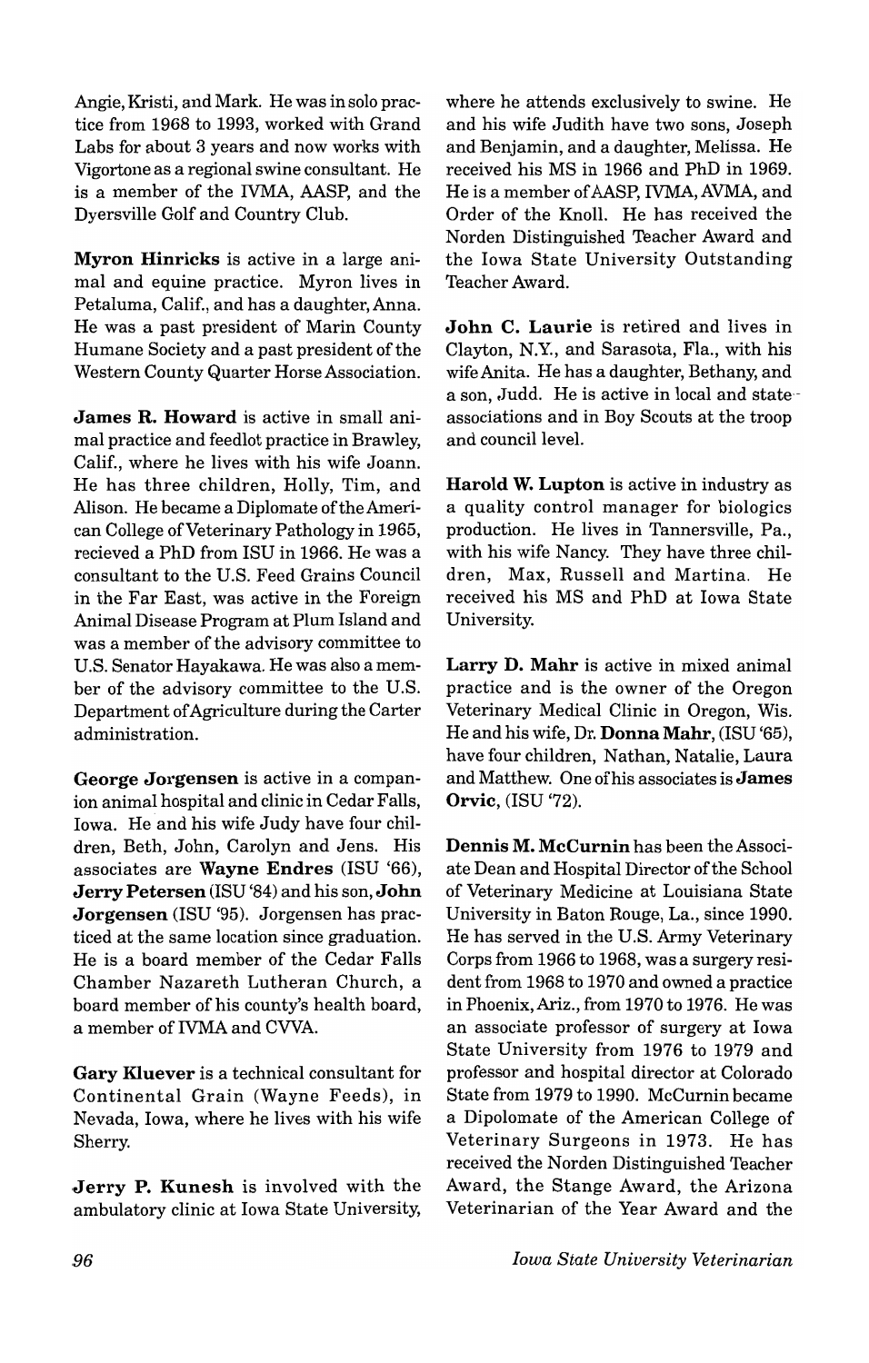Angie, Kristi, and Mark. He was in solo practice from 1968 to 1993, worked with Grand Labs for about 3 years and now works with Vigortone as a regional swine consultant. He is a member of the IVMA, AASP, and the Dyersville Golf and Country Club.

**Myron Hinricks** is active in a large animal and equine practice. Myron lives in Petaluma, Calif., and has a daughter, Anna. He was a past president of Marin County Humane Society and a past president of the Western County Quarter Horse Association.

**James R. Howard** is active in small animal practice and feedlot practice in Brawley, Calif., where he lives with his wife Joann. He has three children, Holly, Tim, and Alison. He became a Diplomate of the American College of Veterinary Pathology in 1965, recieved a PhD from ISU in 1966. He was a consultant to the U.S. Feed Grains Council in the Far East, was active in the Foreign Animal Disease Program at Plum Island and was a member of the advisory committee to U.S. Senator Hayakawa. He was also a member of the advisory committee to the U.S. Department of Agriculture during the Carter administration.

**George Jorgensen** is active in a companion animal hospital and clinic in Cedar Falls, Iowa. He and his wife Judy have four children, Beth, John, Carolyn and Jens. His associates are **Wayne Endres** (ISU '66), **Jerry Petersen** (ISU '84) and his son, **John Jorgensen** (ISU '95). Jorgensen has practiced at the same location since graduation. He is a board member of the Cedar Falls Chamber Nazareth Lutheran Church, a board member of his county's health board, a member of IVMA and CVVA.

**Gary Kluever** is a technical consultant for Continental Grain (Wayne Feeds), in Nevada, Iowa, where he lives with his wife Sherry.

**Jerry P. Kunesh** is involved with the ambulatory clinic at Iowa State University, where he attends exclusively to swine. He and his wife Judith have two sons, Joseph and Benjamin, and a daughter, Melissa. He received his MS in 1966 and PhD in 1969. He is a member of AASP, IVMA, AVMA, and Order of the Knoll. He has received the Norden Distinguished Teacher Award and the Iowa State University Outstanding Teacher Award.

**John C. Laurie** is retired and lives in Clayton, N.Y., and Sarasota, Fla., with his wife Anita. He has a daughter, Bethany, and a son, Judd. He is active in local and state associations and in Boy Scouts at the troop and council level.

**Harold W. Lupton** is active in industry as a quality control manager for biologics production. He lives in Tannersville, Pa., with his wife Nancy. They have three children, Max, Russell and Martina. He received his MS and PhD at Iowa State University.

**Larry D. Mahr** is active in mixed animal practice and is the owner of the Oregon Veterinary Medical Clinic in Oregon, Wis. He and his wife, Dr. **Donna Mahr**, (ISU '65), have four children, Nathan, Natalie, Laura and Matthew. One of his associates is **James Orvic**, (ISU '72).

**Dennis M. McCurnin** has been the Associate Dean and Hospital Director of the School of Veterinary Medicine at Louisiana State University in Baton Rouge, La., since 1990. He has served in the U.S. Army Veterinary Corps from 1966 to 1968, was a surgery resident from 1968 to 1970 and owned a practice in Phoenix, Ariz., from 1970 to 1976. He was an associate professor of surgery at Iowa State University from 1976 to 1979 and professor and hospital director at Colorado State from 1979 to 1990. McCurnin became a Dipolomate of the American College of Veterinary Surgeons in 1973. He has received the Norden Distinguished Teacher Award, the Stange Award, the Arizona Veterinarian of the Year Award and the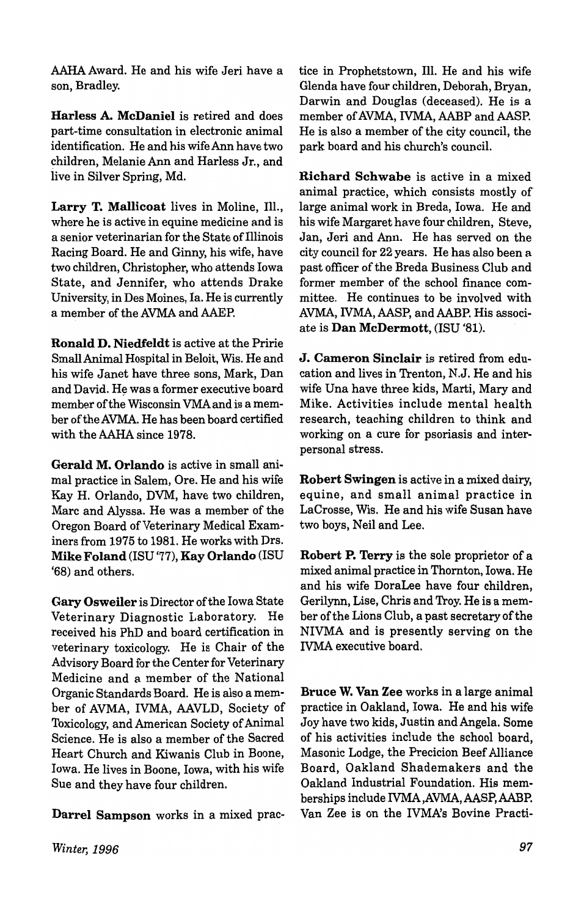AAHA Award. He and his wife Jeri have a son, Bradley.

**Harless A. McDaniel** is retired and does part-time consultation in electronic animal identification. He and his wife Ann have two children, Melanie Ann and Harless Jr., and live in Silver Spring, Md.

**Larry T. Mallicoat** lives in Moline, Ill., where he is active in equine medicine and is a senior veterinarian for the State of Illinois Racing Board. He and Ginny, his wife, have two children, Christopher, who attends Iowa State, and Jennifer, who attends Drake University, in Des Moines, Ia. He is currently a member of the AVMA and AAEP.

**Ronald D. Niedfeldt** is active at the Pririe Small Animal Hospital in Beloit, Wis. He and his wife Janet have three sons, Mark, Dan and David. He was a former executive board member of the Wisconsin VMA and is a member of the AVMA. He has been board certified with the AAHA since 1978.

**Gerald M. Orlando** is active in small animal practice in Salem, Ore. He and his wife Kay H. Orlando, DVM, have two children, Marc and Alyssa. He was a member of the Oregon Board of Veterinary Medical Examiners from 1975 to 1981. He works with Drs. **Mike Foland** (ISU '77), **Kay Orlando** (ISU '68) and others.

**Gary Osweiler** is Director of the Iowa State Veterinary Diagnostic Laboratory. He received his PhD and board certification in veterinary toxicology. He is Chair of the Advisory Board for the Center for Veterinary Medicine and a member of the National Organic Standards Board. He is also a member of AVMA, IVMA, AAVLD, Society of Toxicology, and American Society of Animal Science. He is also a member of the Sacred Heart Church and Kiwanis Club in Boone, Iowa. He lives in Boone, Iowa, with his wife Sue and they have four children.

**Darrel Sampson** works in a mixed practice in Prophetstown, Ill. He and his wife Glenda have four children, Deborah, Bryan, Darwin and Douglas (deceased). He is a member of AVMA, IVMA, AABP and AASP. He is also a member of the city council, the park board and his church's council.

**Richard Schwabe** is active in a mixed animal practice, which consists mostly of large animal work in Breda, Iowa. He and his wife Margaret have four children, Steve, Jan, Jeri and Ann. He has served on the city council for 22 years. He has also been a past officer of the Breda Business Club and former member of the school finance committee. He continues to be involved with AVMA, IVMA, AASP, and AABP. His associate is **Dan McDermott**, (ISU '81).

**J. Cameron Sinclair** is retired from education and lives in Trenton, N.J. He and his wife Una have three kids, Marti, Mary and Mike. Activities include mental health research, teaching children to think and working on a cure for psoriasis and interpersonal stress.

**Robert Swingen** is active in a mixed dairy, equine, and small animal practice in LaCrosse, Wis. He and his wife Susan have two boys, Neil and Lee.

**Robert P. Terry** is the sole proprietor of a mixed animal practice in Thornton, Iowa. He and his wife DoraLee have four children, Gerilynn, Lise, Chris and Troy. He is a member of the Lions Club, a past secretary of the NIVMA and is presently serving on the IVMA executive board.

**Bruce W. Van Zee** works in a large animal practice in Oakland, Iowa. He and his wife Joy have two kids, Justin and Angela. Some of his activities include the school board, Masonic Lodge, the Precicion Beef Alliance Board, Oakland Shademakers and the Oakland Industrial Foundation. His memberships include IVMA ,AVMA, AASP, AABP. Van Zee is on the IVMA's Bovine Practi-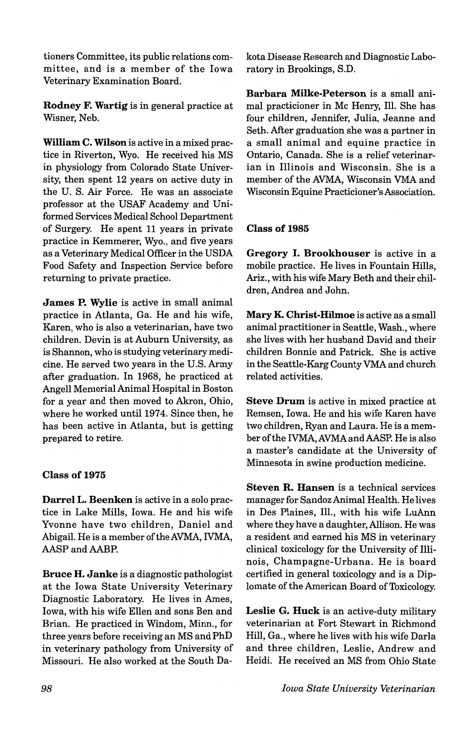tioners Committee, its public relations committee, and is a member of the Iowa Veterinary Examination Board.

**Rodney F. Wartig** is in general practice at Wisner, Neb.

**William C. Wilson** is active in a mixed practice in Riverton, Wyo. He received his MS in physiology from Colorado State University, then spent 12 years on active duty in the U. S. Air Force. He was an associate professor at the USAF Academy and Uniformed Services Medical School Department of Surgery. He spent 11 years in private practice in Kemmerer, Wyo., and five years as a Veterinary Medical Officer in the USDA Food Safety and Inspection Service before returning to private practice.

**James P. Wylie** is active in small animal practice in Atlanta, Ga. He and his wife, Karen, who is also a veterinarian, have two children. Devin is at Auburn University, as is Shannon, who is studying veterinary medicine. He served two years in the U.S. Army after graduation. In 1968, he practiced at Angell Memorial Animal Hospital in Boston for a year and then moved to Akron, Ohio, where he worked until 1974. Since then, he has been active in Atlanta, but is getting prepared to retire.

### Class of 1975

**Darrel L. Beenken** is active in a solo practice in Lake Mills, Iowa. He and his wife Yvonne have two children, Daniel and Abigail. He is a member of the AVMA, IVMA, AASP and AABP.

**Bruce H. Janke** is a diagnostic pathologist at the Iowa State University Veterinary Diagnostic Laboratory. He lives in Ames, Iowa, with his wife Ellen and sons Ben and Brian. He practiced in Windom, Minn., for three years before receiving an MS and PhD in veterinary pathology from University of Missouri. He also worked at the South Dakota Disease Research and Diagnostic Laboratory in Brookings, S.D.

**Barbara Milke-Peterson** is a small animal practicioner in Mc Henry, Ill. She has four children, Jennifer, Julia, Jeanne and Seth. After graduation she was a partner in a small animal and equine practice in Ontario, Canada. She is a relief veterinarian in Illinois and Wisconsin. She is a member of the AVMA, Wisconsin VMA and Wisconsin Equine Practicioner's Association.

### Class of 1985

**Gregory I. Brookhouser** is active in a mobile practice. He lives in Fountain Hills, Ariz., with his wife Mary Beth and their children, Andrea and John.

**Mary K. Christ-Hilmoe** is active as a small animal practitioner in Seattle, Wash., where she lives with her husband David and their children Bonnie and Patrick. She is active in the Seattle-Karg County VMA and church related activities.

**Steve Drum** is active in mixed practice at Remsen, Iowa. He and his wife Karen have two children, Ryan and Laura. He is a member of the IVMA, AVMA and AASP. He is also a master's candidate at the University of Minnesota in swine production medicine.

**Steven R. Hansen** is a technical services manager for Sandoz Animal Health. He lives in Des Plaines, Ill., with his wife LuAnn where they have a daughter, Allison. He was a resident and earned his MS in veterinary clinical toxicology for the University of Illinois, Champagne-Urbana. He is board certified in general toxicology and is a Diplomate of the American Board of Toxicology.

**Leslie G. Huck** is an active-duty military veterinarian at Fort Stewart in Richmond Hill, Ga., where he lives with his wife Darla and three children, Leslie, Andrew and Heidi. He received an MS from Ohio State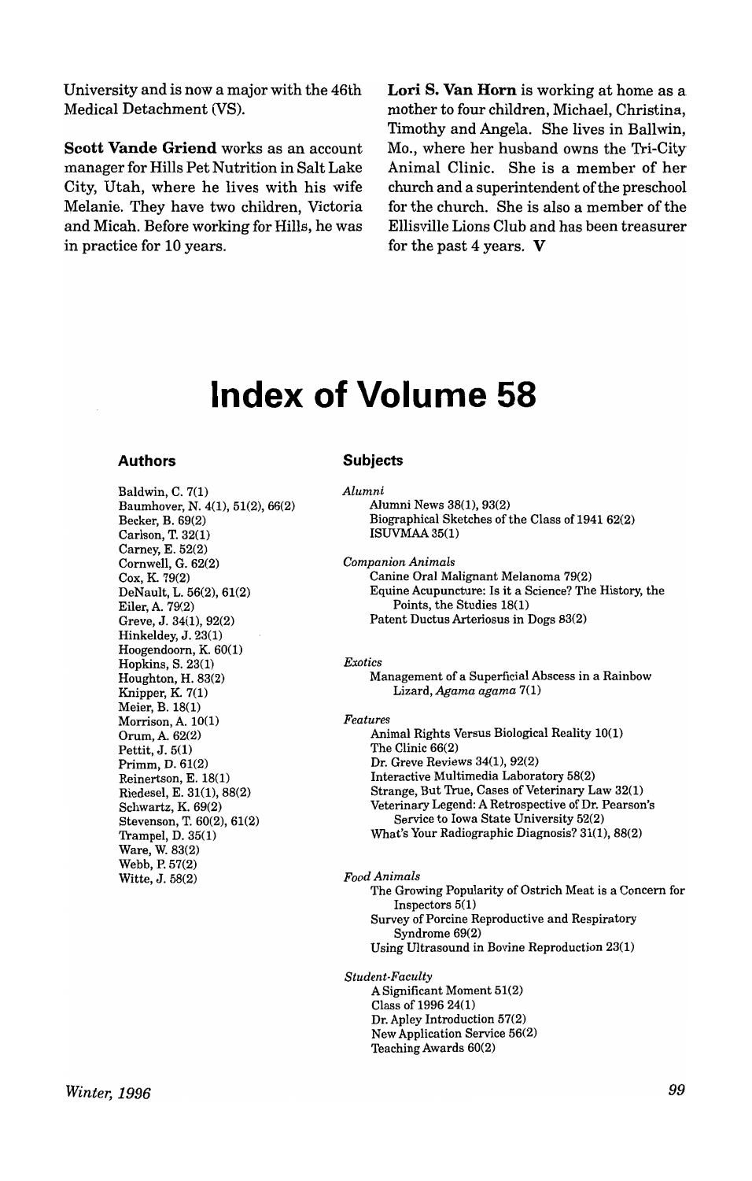University and is now a major with the 46th Medical Detachment (VS).

**Scott Vande Griend** works as an account manager for Hills Pet Nutrition in Salt Lake City, Utah, where he lives with his wife Melanie. They have two children, Victoria and Micah. Before working for Hills, he was in practice for 10 years.

**Lori S. Van Horn** is working at home as a mother to four children, Michael, Christina, Timothy and Angela. She lives in Ballwin, Mo., where her husband owns the Tri-City Animal Clinic. She is a member of her church and a superintendent of the preschool for the church. She is also a member of the Ellisville Lions Club and has been treasurer for the past 4 years. **V**

# Index of Volume 58

## Authors

Baldwin, C. 7(1)
Baumhover, N. 4(1), 51(2), 66(2)
Becker, B. 69(2)
Carlson, T. 32(1)
Carney, E. 52(2)
Cornwell, G. 62(2)
Cox, K. 79(2)
DeNault, L. 56(2), 61(2)
Eiler, A. 79(2)
Greve, J. 34(1), 92(2)
Hinkeldey, J. 23(1)
Hoogendoorn, K. 60(1)
Hopkins, S. 23(1)
Houghton, H. 83(2)
Knipper, K. 7(1)
Meier, B. 18(1)
Morrison, A. 10(1)
Orum, A. 62(2)
Pettit, J. 5(1)
Primm, D. 61(2)
Reinertson, E. 18(1)
Riedesel, E. 31(1), 88(2)
Schwartz, K. 69(2)
Stevenson, T. 60(2), 61(2)
Trampel, D. 35(1)
Ware, W. 83(2)
Webb, P. 57(2)
Witte, J. 58(2)

## Subjects

*Alumni*
- Alumni News 38(1), 93(2)
- Biographical Sketches of the Class of 1941 62(2)
- ISUVMAA 35(1)

*Companion Animals*
- Canine Oral Malignant Melanoma 79(2)
- Equine Acupuncture: Is it a Science? The History, the Points, the Studies 18(1)
- Patent Ductus Arteriosus in Dogs 83(2)

*Exotics*
- Management of a Superficial Abscess in a Rainbow Lizard, *Agama agama* 7(1)

*Features*
- Animal Rights Versus Biological Reality 10(1)
- The Clinic 66(2)
- Dr. Greve Reviews 34(1), 92(2)
- Interactive Multimedia Laboratory 58(2)
- Strange, But True, Cases of Veterinary Law 32(1)
- Veterinary Legend: A Retrospective of Dr. Pearson's Service to Iowa State University 52(2)
- What's Your Radiographic Diagnosis? 31(1), 88(2)

*Food Animals*
- The Growing Popularity of Ostrich Meat is a Concern for Inspectors 5(1)
- Survey of Porcine Reproductive and Respiratory Syndrome 69(2)
- Using Ultrasound in Bovine Reproduction 23(1)

*Student-Faculty*
- A Significant Moment 51(2)
- Class of 1996 24(1)
- Dr. Apley Introduction 57(2)
- New Application Service 56(2)
- Teaching Awards 60(2)